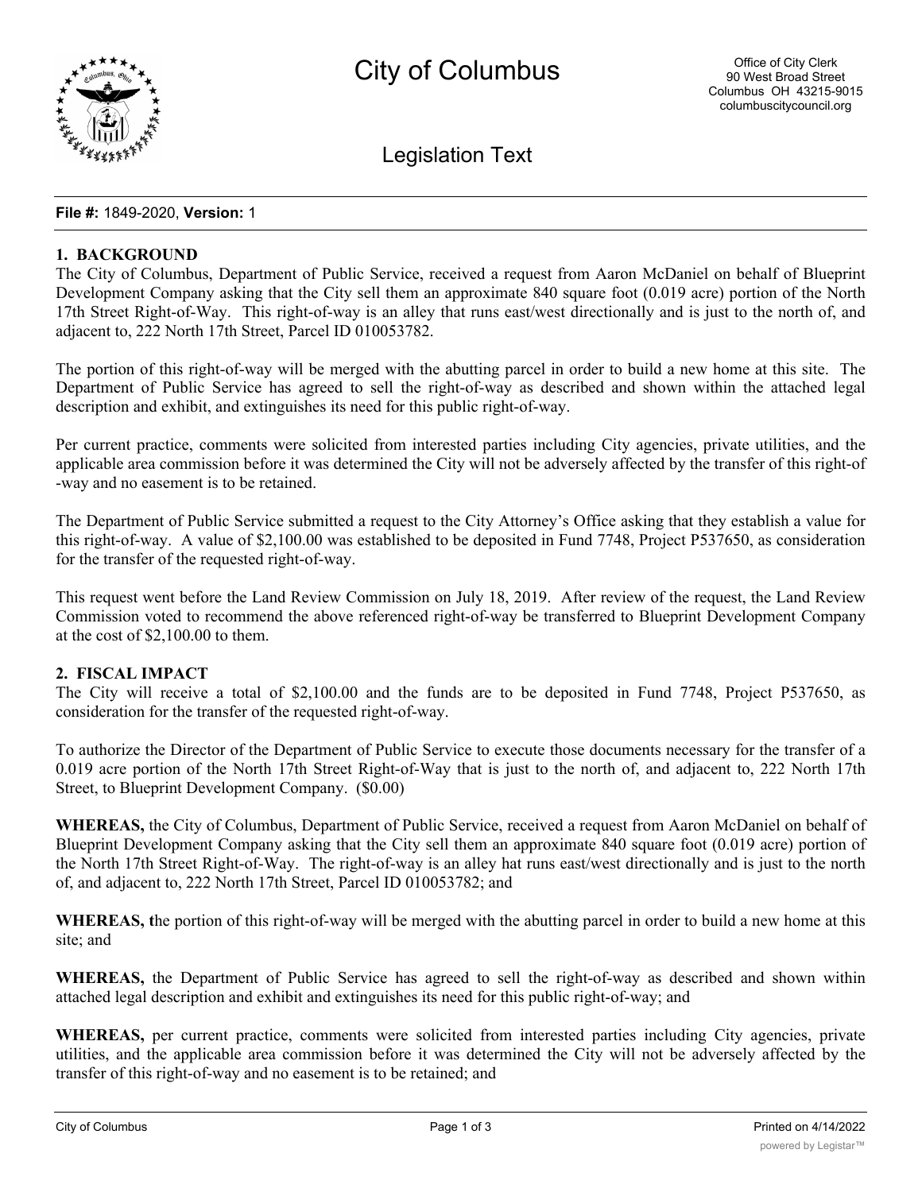# City of Columbus

Office of City Clerk
90 West Broad Street
Columbus OH 43215-9015
columbuscitycouncil.org

## Legislation Text

**File #:** 1849-2020, **Version:** 1

**1. BACKGROUND**

The City of Columbus, Department of Public Service, received a request from Aaron McDaniel on behalf of Blueprint Development Company asking that the City sell them an approximate 840 square foot (0.019 acre) portion of the North 17th Street Right-of-Way. This right-of-way is an alley that runs east/west directionally and is just to the north of, and adjacent to, 222 North 17th Street, Parcel ID 010053782.

The portion of this right-of-way will be merged with the abutting parcel in order to build a new home at this site. The Department of Public Service has agreed to sell the right-of-way as described and shown within the attached legal description and exhibit, and extinguishes its need for this public right-of-way.

Per current practice, comments were solicited from interested parties including City agencies, private utilities, and the applicable area commission before it was determined the City will not be adversely affected by the transfer of this right-of-way and no easement is to be retained.

The Department of Public Service submitted a request to the City Attorney's Office asking that they establish a value for this right-of-way. A value of $2,100.00 was established to be deposited in Fund 7748, Project P537650, as consideration for the transfer of the requested right-of-way.

This request went before the Land Review Commission on July 18, 2019. After review of the request, the Land Review Commission voted to recommend the above referenced right-of-way be transferred to Blueprint Development Company at the cost of $2,100.00 to them.

**2. FISCAL IMPACT**

The City will receive a total of $2,100.00 and the funds are to be deposited in Fund 7748, Project P537650, as consideration for the transfer of the requested right-of-way.

To authorize the Director of the Department of Public Service to execute those documents necessary for the transfer of a 0.019 acre portion of the North 17th Street Right-of-Way that is just to the north of, and adjacent to, 222 North 17th Street, to Blueprint Development Company. ($0.00)

**WHEREAS,** the City of Columbus, Department of Public Service, received a request from Aaron McDaniel on behalf of Blueprint Development Company asking that the City sell them an approximate 840 square foot (0.019 acre) portion of the North 17th Street Right-of-Way. The right-of-way is an alley hat runs east/west directionally and is just to the north of, and adjacent to, 222 North 17th Street, Parcel ID 010053782; and

**WHEREAS, t**he portion of this right-of-way will be merged with the abutting parcel in order to build a new home at this site; and

**WHEREAS,** the Department of Public Service has agreed to sell the right-of-way as described and shown within attached legal description and exhibit and extinguishes its need for this public right-of-way; and

**WHEREAS,** per current practice, comments were solicited from interested parties including City agencies, private utilities, and the applicable area commission before it was determined the City will not be adversely affected by the transfer of this right-of-way and no easement is to be retained; and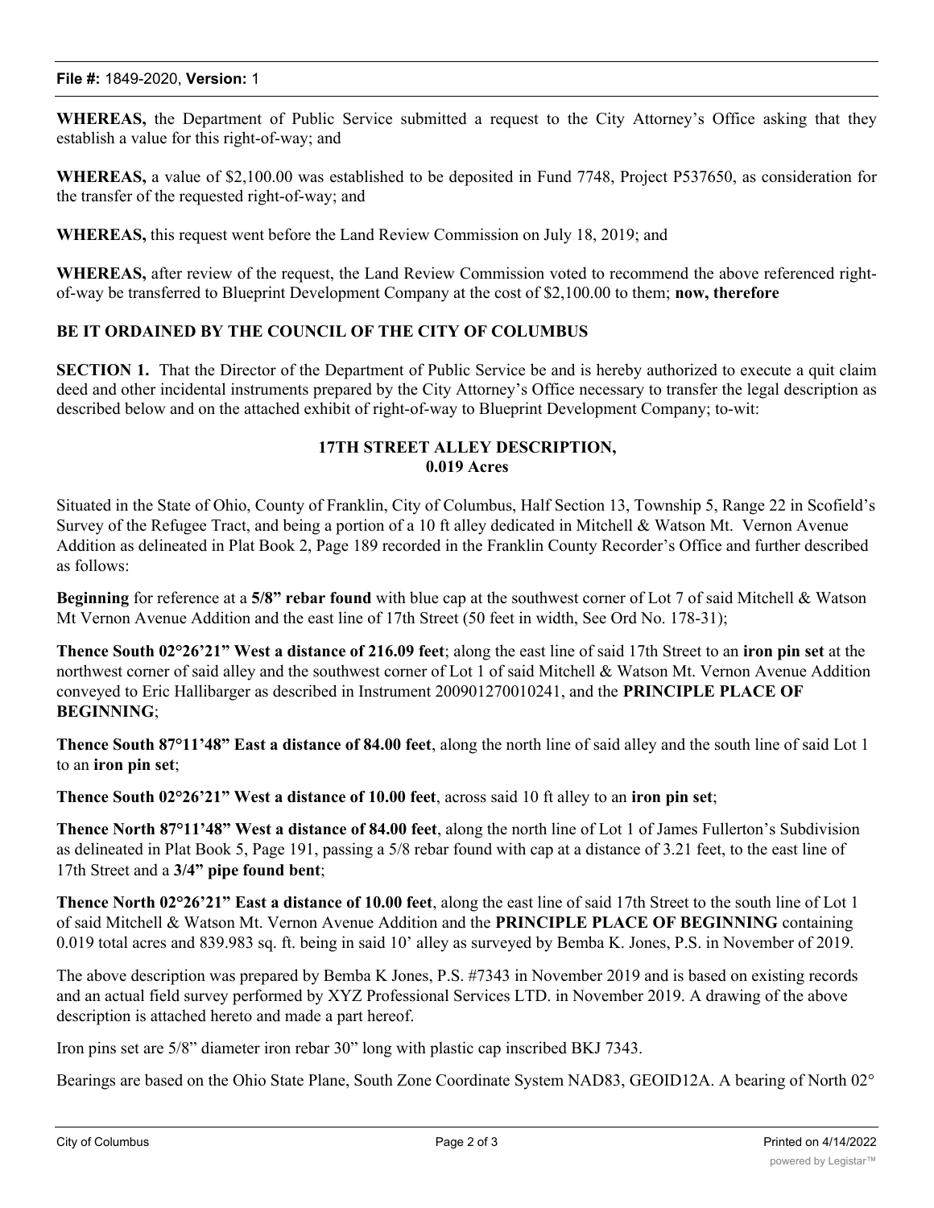**WHEREAS,** the Department of Public Service submitted a request to the City Attorney's Office asking that they establish a value for this right-of-way; and

**WHEREAS,** a value of $2,100.00 was established to be deposited in Fund 7748, Project P537650, as consideration for the transfer of the requested right-of-way; and

**WHEREAS,** this request went before the Land Review Commission on July 18, 2019; and

**WHEREAS,** after review of the request, the Land Review Commission voted to recommend the above referenced right-of-way be transferred to Blueprint Development Company at the cost of $2,100.00 to them; **now, therefore**

**BE IT ORDAINED BY THE COUNCIL OF THE CITY OF COLUMBUS**

**SECTION 1.** That the Director of the Department of Public Service be and is hereby authorized to execute a quit claim deed and other incidental instruments prepared by the City Attorney's Office necessary to transfer the legal description as described below and on the attached exhibit of right-of-way to Blueprint Development Company; to-wit:

**17TH STREET ALLEY DESCRIPTION,**
**0.019 Acres**

Situated in the State of Ohio, County of Franklin, City of Columbus, Half Section 13, Township 5, Range 22 in Scofield's Survey of the Refugee Tract, and being a portion of a 10 ft alley dedicated in Mitchell & Watson Mt. Vernon Avenue Addition as delineated in Plat Book 2, Page 189 recorded in the Franklin County Recorder's Office and further described as follows:

**Beginning** for reference at a **5/8" rebar found** with blue cap at the southwest corner of Lot 7 of said Mitchell & Watson Mt Vernon Avenue Addition and the east line of 17th Street (50 feet in width, See Ord No. 178-31);

**Thence South 02°26'21" West a distance of 216.09 feet**; along the east line of said 17th Street to an **iron pin set** at the northwest corner of said alley and the southwest corner of Lot 1 of said Mitchell & Watson Mt. Vernon Avenue Addition conveyed to Eric Hallibarger as described in Instrument 200901270010241, and the **PRINCIPLE PLACE OF BEGINNING**;

**Thence South 87°11'48" East a distance of 84.00 feet**, along the north line of said alley and the south line of said Lot 1 to an **iron pin set**;

**Thence South 02°26'21" West a distance of 10.00 feet**, across said 10 ft alley to an **iron pin set**;

**Thence North 87°11'48" West a distance of 84.00 feet**, along the north line of Lot 1 of James Fullerton's Subdivision as delineated in Plat Book 5, Page 191, passing a 5/8 rebar found with cap at a distance of 3.21 feet, to the east line of 17th Street and a **3/4" pipe found bent**;

**Thence North 02°26'21" East a distance of 10.00 feet**, along the east line of said 17th Street to the south line of Lot 1 of said Mitchell & Watson Mt. Vernon Avenue Addition and the **PRINCIPLE PLACE OF BEGINNING** containing 0.019 total acres and 839.983 sq. ft. being in said 10' alley as surveyed by Bemba K. Jones, P.S. in November of 2019.

The above description was prepared by Bemba K Jones, P.S. #7343 in November 2019 and is based on existing records and an actual field survey performed by XYZ Professional Services LTD. in November 2019. A drawing of the above description is attached hereto and made a part hereof.

Iron pins set are 5/8" diameter iron rebar 30" long with plastic cap inscribed BKJ 7343.

Bearings are based on the Ohio State Plane, South Zone Coordinate System NAD83, GEOID12A. A bearing of North 02°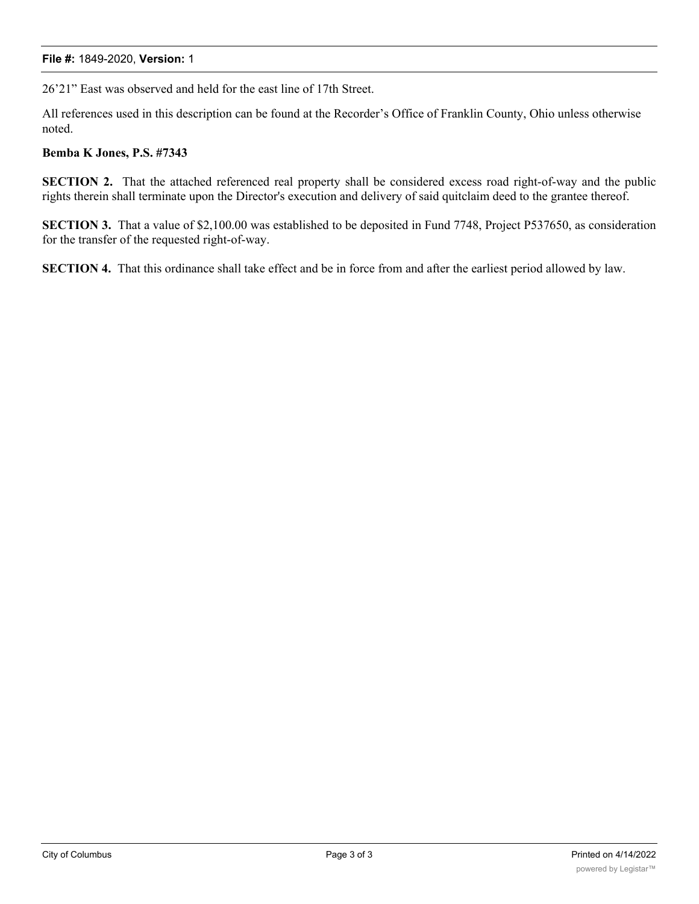26’21” East was observed and held for the east line of 17th Street.

All references used in this description can be found at the Recorder’s Office of Franklin County, Ohio unless otherwise noted.

**Bemba K Jones, P.S. #7343**

**SECTION 2.** That the attached referenced real property shall be considered excess road right-of-way and the public rights therein shall terminate upon the Director's execution and delivery of said quitclaim deed to the grantee thereof.

**SECTION 3.** That a value of $2,100.00 was established to be deposited in Fund 7748, Project P537650, as consideration for the transfer of the requested right-of-way.

**SECTION 4.** That this ordinance shall take effect and be in force from and after the earliest period allowed by law.